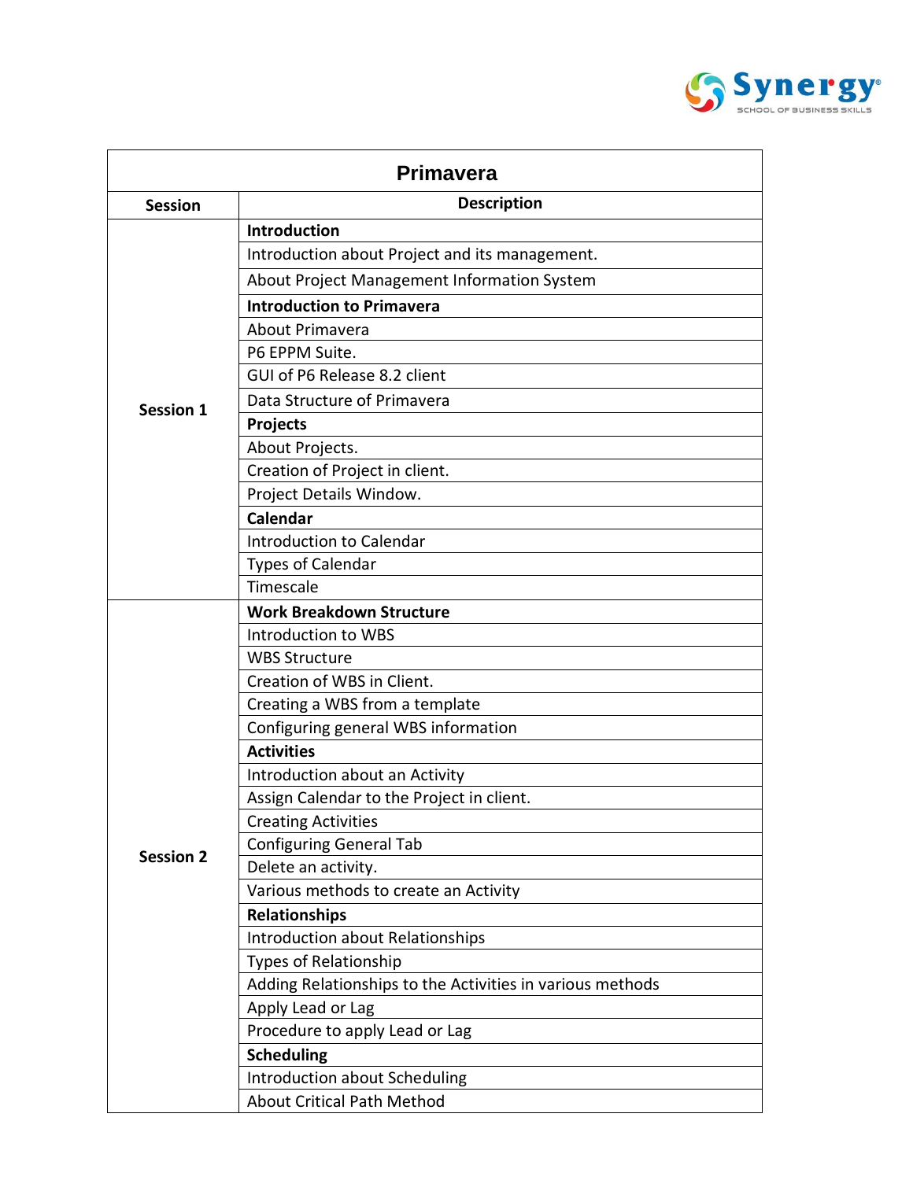# Primavera

| Session | Description |
|---|---|
| Session 1 | **Introduction** |
| | Introduction about Project and its management. |
| | About Project Management Information System |
| | **Introduction to Primavera** |
| | About Primavera |
| | P6 EPPM Suite. |
| | GUI of P6 Release 8.2 client |
| | Data Structure of Primavera |
| | **Projects** |
| | About Projects. |
| | Creation of Project in client. |
| | Project Details Window. |
| | **Calendar** |
| | Introduction to Calendar |
| | Types of Calendar |
| | Timescale |
| Session 2 | **Work Breakdown Structure** |
| | Introduction to WBS |
| | WBS Structure |
| | Creation of WBS in Client. |
| | Creating a WBS from a template |
| | Configuring general WBS information |
| | **Activities** |
| | Introduction about an Activity |
| | Assign Calendar to the Project in client. |
| | Creating Activities |
| | Configuring General Tab |
| | Delete an activity. |
| | Various methods to create an Activity |
| | **Relationships** |
| | Introduction about Relationships |
| | Types of Relationship |
| | Adding Relationships to the Activities in various methods |
| | Apply Lead or Lag |
| | Procedure to apply Lead or Lag |
| | **Scheduling** |
| | Introduction about Scheduling |
| | About Critical Path Method |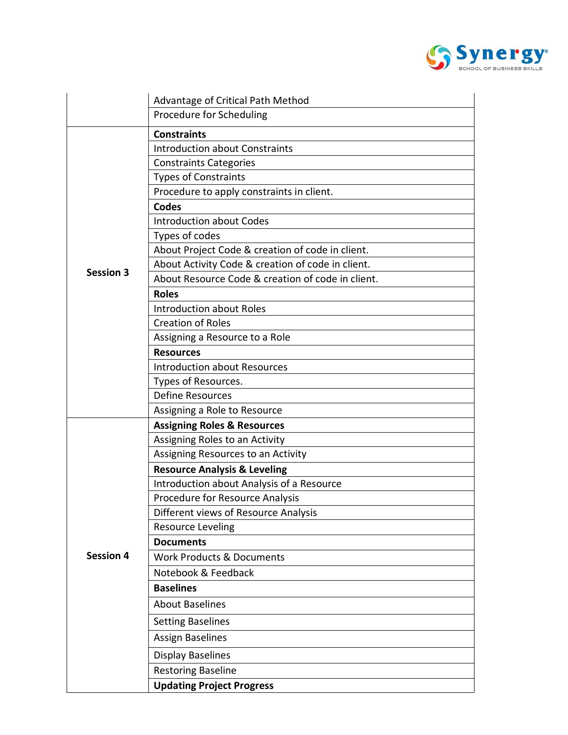| | |
|---|---|
| | Advantage of Critical Path Method |
| | Procedure for Scheduling |
| **Session 3** | **Constraints** |
| | Introduction about Constraints |
| | Constraints Categories |
| | Types of Constraints |
| | Procedure to apply constraints in client. |
| | **Codes** |
| | Introduction about Codes |
| | Types of codes |
| | About Project Code & creation of code in client. |
| | About Activity Code & creation of code in client. |
| | About Resource Code & creation of code in client. |
| | **Roles** |
| | Introduction about Roles |
| | Creation of Roles |
| | Assigning a Resource to a Role |
| | **Resources** |
| | Introduction about Resources |
| | Types of Resources. |
| | Define Resources |
| | Assigning a Role to Resource |
| **Session 4** | **Assigning Roles & Resources** |
| | Assigning Roles to an Activity |
| | Assigning Resources to an Activity |
| | **Resource Analysis & Leveling** |
| | Introduction about Analysis of a Resource |
| | Procedure for Resource Analysis |
| | Different views of Resource Analysis |
| | Resource Leveling |
| | **Documents** |
| | Work Products & Documents |
| | Notebook & Feedback |
| | **Baselines** |
| | About Baselines |
| | Setting Baselines |
| | Assign Baselines |
| | Display Baselines |
| | Restoring Baseline |
| | **Updating Project Progress** |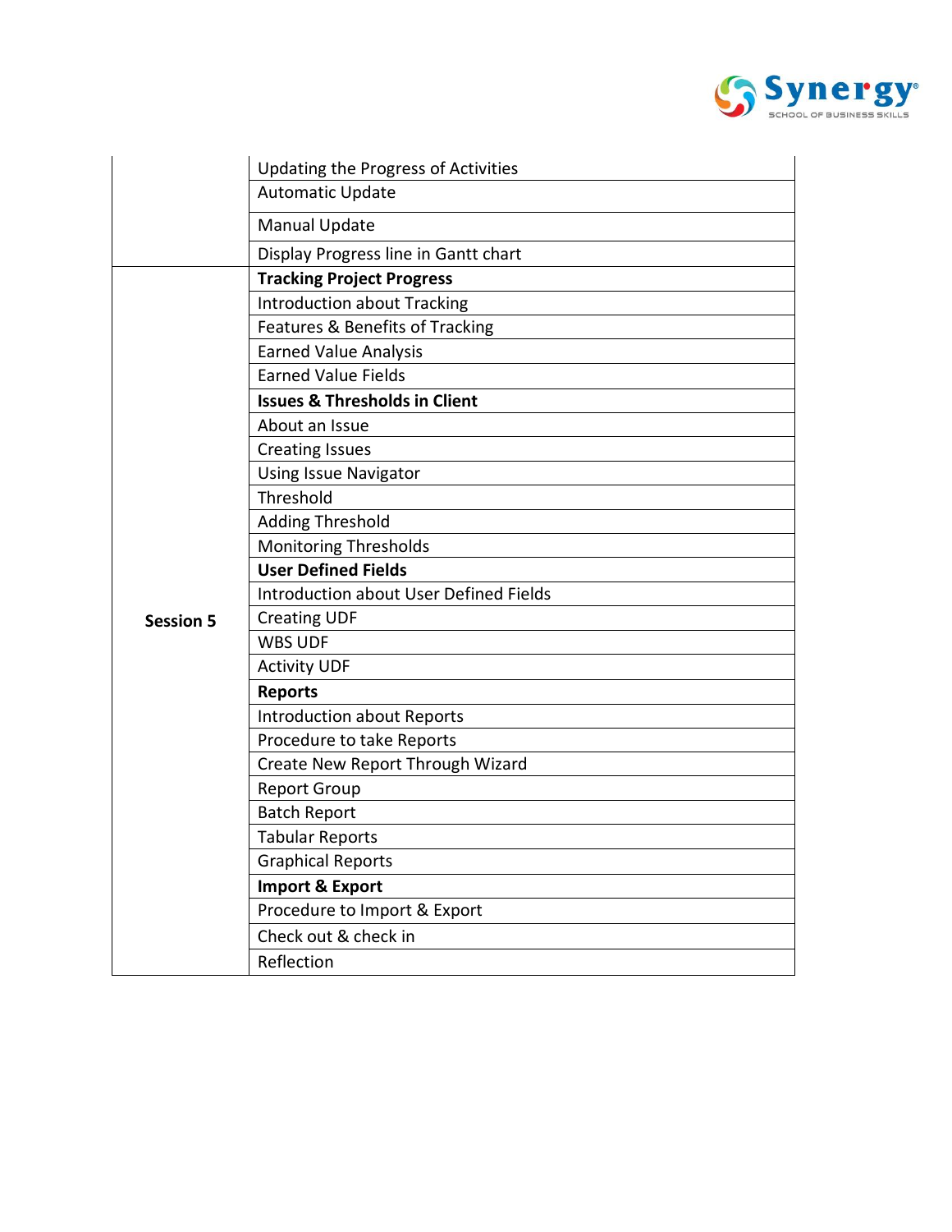| | |
|---|---|
| | Updating the Progress of Activities |
| | Automatic Update |
| | Manual Update |
| | Display Progress line in Gantt chart |
| **Session 5** | **Tracking Project Progress** |
| | Introduction about Tracking |
| | Features & Benefits of Tracking |
| | Earned Value Analysis |
| | Earned Value Fields |
| | **Issues & Thresholds in Client** |
| | About an Issue |
| | Creating Issues |
| | Using Issue Navigator |
| | Threshold |
| | Adding Threshold |
| | Monitoring Thresholds |
| | **User Defined Fields** |
| | Introduction about User Defined Fields |
| | Creating UDF |
| | WBS UDF |
| | Activity UDF |
| | **Reports** |
| | Introduction about Reports |
| | Procedure to take Reports |
| | Create New Report Through Wizard |
| | Report Group |
| | Batch Report |
| | Tabular Reports |
| | Graphical Reports |
| | **Import & Export** |
| | Procedure to Import & Export |
| | Check out & check in |
| | Reflection |